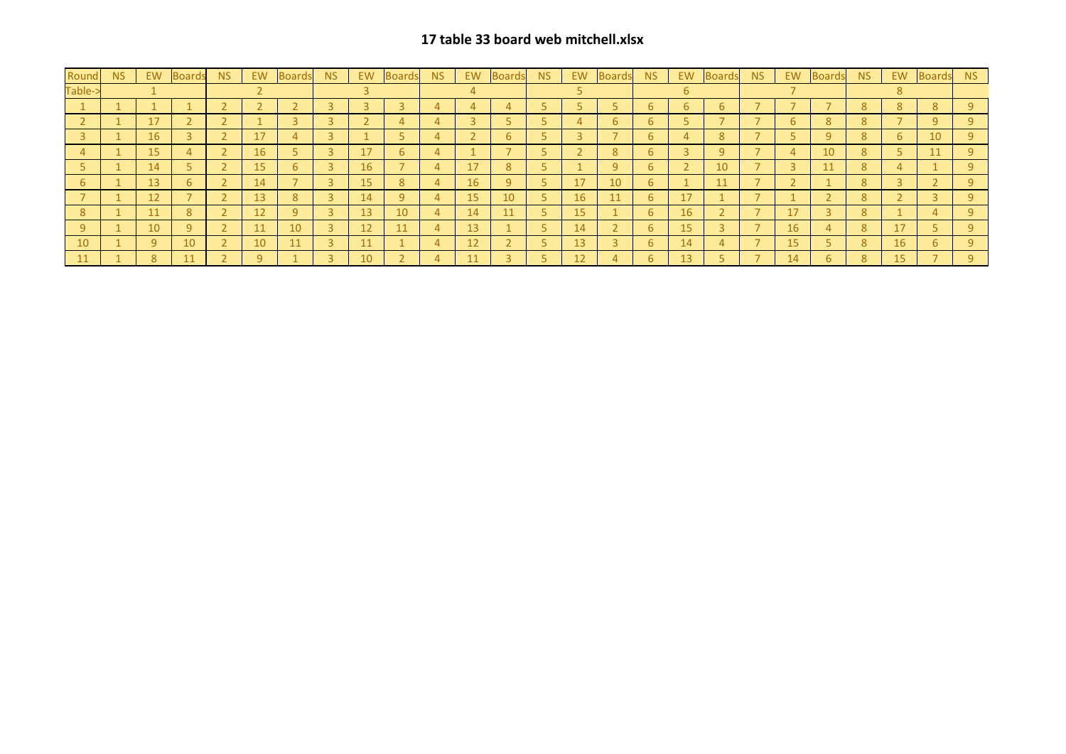# 17 table 33 board web mitchell.xlsx

| Round | NS | EW | Boards | NS | EW | Boards | NS | EW | Boards | NS | EW | Boards | NS | EW | Boards | NS | EW | Boards | NS | EW | Boards | NS | EW | Boards | NS |
|---|---|---|---|---|---|---|---|---|---|---|---|---|---|---|---|---|---|---|---|---|---|---|---|---|---|
| Table-> | | 1 | | | 2 | | | 3 | | | 4 | | | 5 | | | 6 | | | 7 | | | 8 | | |
| 1 | 1 | 1 | 1 | 2 | 2 | 2 | 3 | 3 | 3 | 4 | 4 | 4 | 5 | 5 | 5 | 6 | 6 | 6 | 7 | 7 | 7 | 8 | 8 | 8 | 9 |
| 2 | 1 | 17 | 2 | 2 | 1 | 3 | 3 | 2 | 4 | 4 | 3 | 5 | 5 | 4 | 6 | 6 | 5 | 7 | 7 | 6 | 8 | 8 | 7 | 9 | 9 |
| 3 | 1 | 16 | 3 | 2 | 17 | 4 | 3 | 1 | 5 | 4 | 2 | 6 | 5 | 3 | 7 | 6 | 4 | 8 | 7 | 5 | 9 | 8 | 6 | 10 | 9 |
| 4 | 1 | 15 | 4 | 2 | 16 | 5 | 3 | 17 | 6 | 4 | 1 | 7 | 5 | 2 | 8 | 6 | 3 | 9 | 7 | 4 | 10 | 8 | 5 | 11 | 9 |
| 5 | 1 | 14 | 5 | 2 | 15 | 6 | 3 | 16 | 7 | 4 | 17 | 8 | 5 | 1 | 9 | 6 | 2 | 10 | 7 | 3 | 11 | 8 | 4 | 1 | 9 |
| 6 | 1 | 13 | 6 | 2 | 14 | 7 | 3 | 15 | 8 | 4 | 16 | 9 | 5 | 17 | 10 | 6 | 1 | 11 | 7 | 2 | 1 | 8 | 3 | 2 | 9 |
| 7 | 1 | 12 | 7 | 2 | 13 | 8 | 3 | 14 | 9 | 4 | 15 | 10 | 5 | 16 | 11 | 6 | 17 | 1 | 7 | 1 | 2 | 8 | 2 | 3 | 9 |
| 8 | 1 | 11 | 8 | 2 | 12 | 9 | 3 | 13 | 10 | 4 | 14 | 11 | 5 | 15 | 1 | 6 | 16 | 2 | 7 | 17 | 3 | 8 | 1 | 4 | 9 |
| 9 | 1 | 10 | 9 | 2 | 11 | 10 | 3 | 12 | 11 | 4 | 13 | 1 | 5 | 14 | 2 | 6 | 15 | 3 | 7 | 16 | 4 | 8 | 17 | 5 | 9 |
| 10 | 1 | 9 | 10 | 2 | 10 | 11 | 3 | 11 | 1 | 4 | 12 | 2 | 5 | 13 | 3 | 6 | 14 | 4 | 7 | 15 | 5 | 8 | 16 | 6 | 9 |
| 11 | 1 | 8 | 11 | 2 | 9 | 1 | 3 | 10 | 2 | 4 | 11 | 3 | 5 | 12 | 4 | 6 | 13 | 5 | 7 | 14 | 6 | 8 | 15 | 7 | 9 |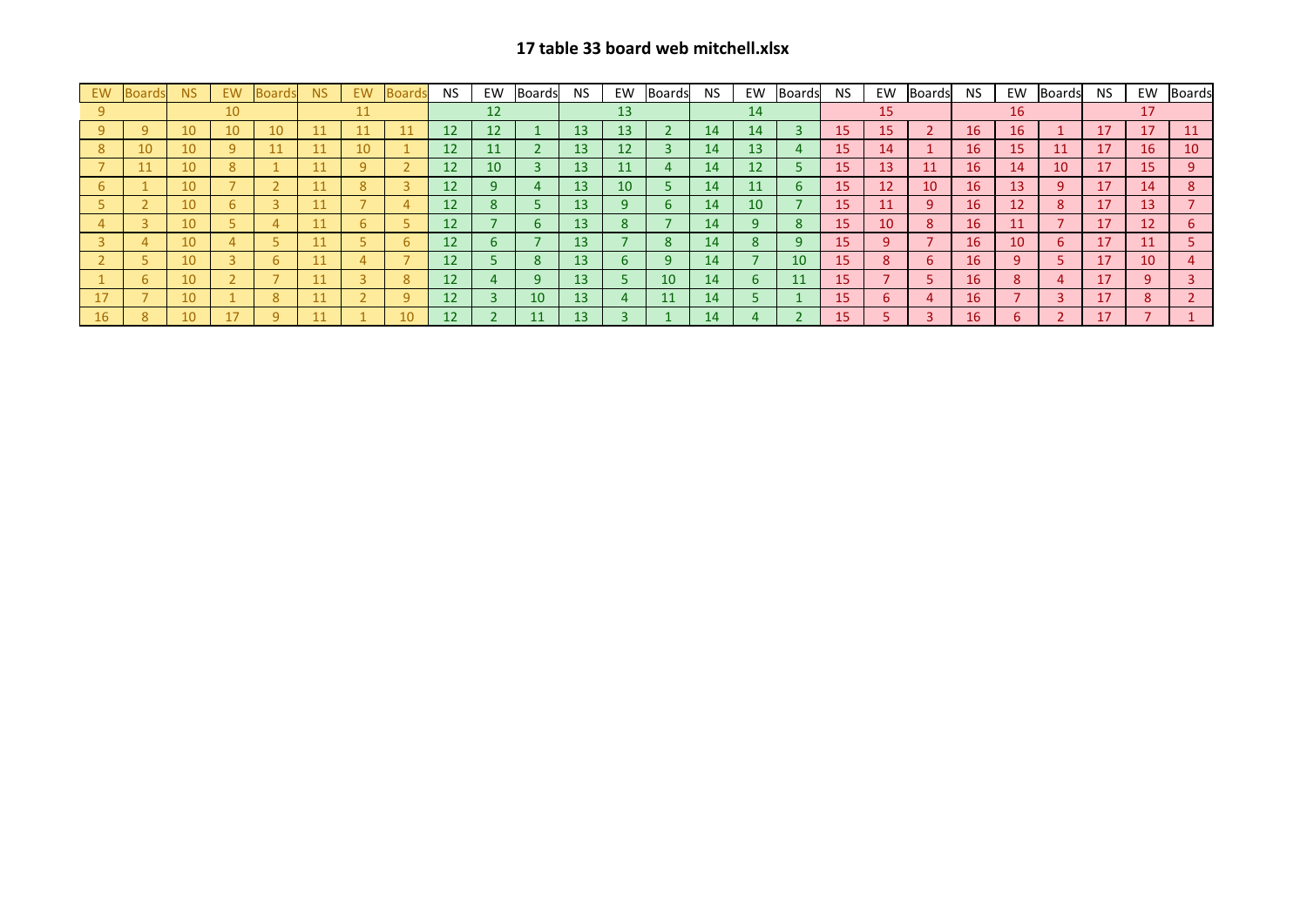# 17 table 33 board web mitchell.xlsx

| EW | Boards | NS | EW | Boards | NS | EW | Boards | NS | EW | Boards | NS | EW | Boards | NS | EW | Boards | NS | EW | Boards | NS | EW | Boards | NS | EW | Boards |
|---|---|---|---|---|---|---|---|---|---|---|---|---|---|---|---|---|---|---|---|---|---|---|---|---|---|
| 9 | | | 10 | | | 11 | | | 12 | | | 13 | | | 14 | | | 15 | | | 16 | | | 17 | |
| 9 | 9 | 10 | 10 | 10 | 11 | 11 | 11 | 12 | 12 | 1 | 13 | 13 | 2 | 14 | 14 | 3 | 15 | 15 | 2 | 16 | 16 | 1 | 17 | 17 | 11 |
| 8 | 10 | 10 | 9 | 11 | 11 | 10 | 1 | 12 | 11 | 2 | 13 | 12 | 3 | 14 | 13 | 4 | 15 | 14 | 1 | 16 | 15 | 11 | 17 | 16 | 10 |
| 7 | 11 | 10 | 8 | 1 | 11 | 9 | 2 | 12 | 10 | 3 | 13 | 11 | 4 | 14 | 12 | 5 | 15 | 13 | 11 | 16 | 14 | 10 | 17 | 15 | 9 |
| 6 | 1 | 10 | 7 | 2 | 11 | 8 | 3 | 12 | 9 | 4 | 13 | 10 | 5 | 14 | 11 | 6 | 15 | 12 | 10 | 16 | 13 | 9 | 17 | 14 | 8 |
| 5 | 2 | 10 | 6 | 3 | 11 | 7 | 4 | 12 | 8 | 5 | 13 | 9 | 6 | 14 | 10 | 7 | 15 | 11 | 9 | 16 | 12 | 8 | 17 | 13 | 7 |
| 4 | 3 | 10 | 5 | 4 | 11 | 6 | 5 | 12 | 7 | 6 | 13 | 8 | 7 | 14 | 9 | 8 | 15 | 10 | 8 | 16 | 11 | 7 | 17 | 12 | 6 |
| 3 | 4 | 10 | 4 | 5 | 11 | 5 | 6 | 12 | 6 | 7 | 13 | 7 | 8 | 14 | 8 | 9 | 15 | 9 | 7 | 16 | 10 | 6 | 17 | 11 | 5 |
| 2 | 5 | 10 | 3 | 6 | 11 | 4 | 7 | 12 | 5 | 8 | 13 | 6 | 9 | 14 | 7 | 10 | 15 | 8 | 6 | 16 | 9 | 5 | 17 | 10 | 4 |
| 1 | 6 | 10 | 2 | 7 | 11 | 3 | 8 | 12 | 4 | 9 | 13 | 5 | 10 | 14 | 6 | 11 | 15 | 7 | 5 | 16 | 8 | 4 | 17 | 9 | 3 |
| 17 | 7 | 10 | 1 | 8 | 11 | 2 | 9 | 12 | 3 | 10 | 13 | 4 | 11 | 14 | 5 | 1 | 15 | 6 | 4 | 16 | 7 | 3 | 17 | 8 | 2 |
| 16 | 8 | 10 | 17 | 9 | 11 | 1 | 10 | 12 | 2 | 11 | 13 | 3 | 1 | 14 | 4 | 2 | 15 | 5 | 3 | 16 | 6 | 2 | 17 | 7 | 1 |